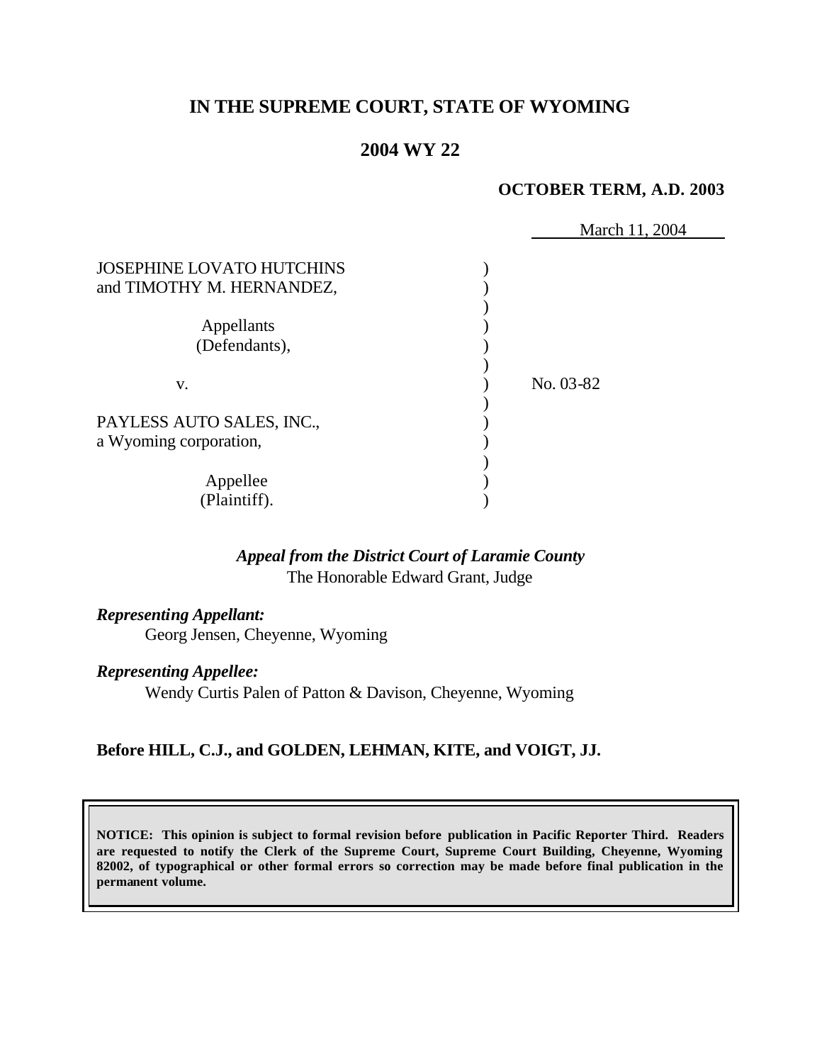# IN THE SUPREME COURT, STATE OF WYOMING

## 2004 WY 22

**OCTOBER TERM, A.D. 2003**

March 11, 2004

JOSEPHINE LOVATO HUTCHINS and TIMOTHY M. HERNANDEZ,

Appellants (Defendants),

v.

PAYLESS AUTO SALES, INC., a Wyoming corporation,

Appellee (Plaintiff).

No. 03-82

***Appeal from the District Court of Laramie County***
The Honorable Edward Grant, Judge

***Representing Appellant:***
Georg Jensen, Cheyenne, Wyoming

***Representing Appellee:***
Wendy Curtis Palen of Patton & Davison, Cheyenne, Wyoming

**Before HILL, C.J., and GOLDEN, LEHMAN, KITE, and VOIGT, JJ.**

**NOTICE: This opinion is subject to formal revision before publication in Pacific Reporter Third. Readers are requested to notify the Clerk of the Supreme Court, Supreme Court Building, Cheyenne, Wyoming 82002, of typographical or other formal errors so correction may be made before final publication in the permanent volume.**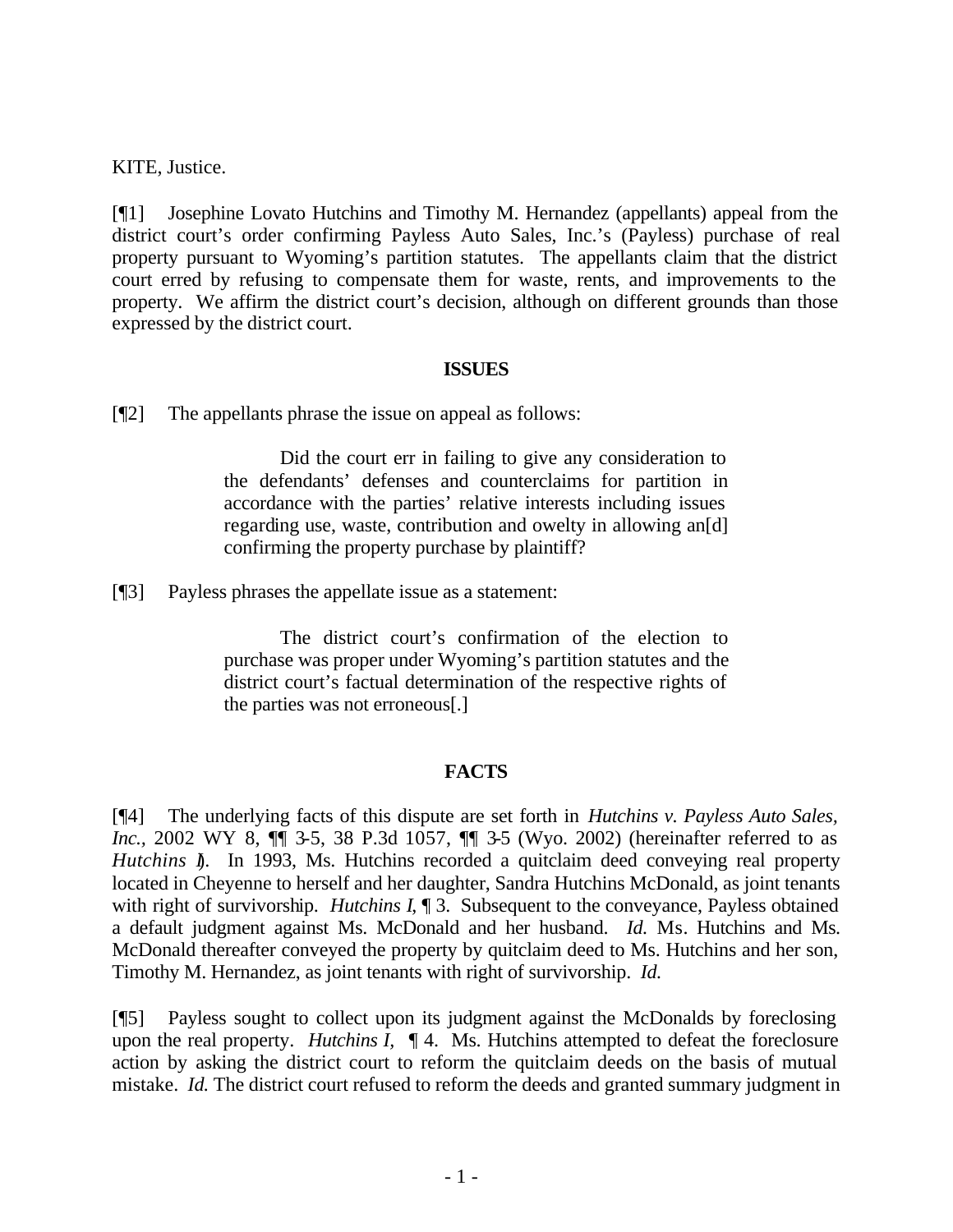KITE, Justice.

[¶1] Josephine Lovato Hutchins and Timothy M. Hernandez (appellants) appeal from the district court's order confirming Payless Auto Sales, Inc.'s (Payless) purchase of real property pursuant to Wyoming's partition statutes. The appellants claim that the district court erred by refusing to compensate them for waste, rents, and improvements to the property. We affirm the district court's decision, although on different grounds than those expressed by the district court.

## ISSUES

[¶2] The appellants phrase the issue on appeal as follows:

> Did the court err in failing to give any consideration to the defendants' defenses and counterclaims for partition in accordance with the parties' relative interests including issues regarding use, waste, contribution and owelty in allowing an[d] confirming the property purchase by plaintiff?

[¶3] Payless phrases the appellate issue as a statement:

> The district court's confirmation of the election to purchase was proper under Wyoming's partition statutes and the district court's factual determination of the respective rights of the parties was not erroneous[.]

## FACTS

[¶4] The underlying facts of this dispute are set forth in *Hutchins v. Payless Auto Sales, Inc.,* 2002 WY 8, ¶¶ 3-5, 38 P.3d 1057, ¶¶ 3-5 (Wyo. 2002) (hereinafter referred to as *Hutchins I*). In 1993, Ms. Hutchins recorded a quitclaim deed conveying real property located in Cheyenne to herself and her daughter, Sandra Hutchins McDonald, as joint tenants with right of survivorship. *Hutchins I*, ¶ 3. Subsequent to the conveyance, Payless obtained a default judgment against Ms. McDonald and her husband. *Id.* Ms. Hutchins and Ms. McDonald thereafter conveyed the property by quitclaim deed to Ms. Hutchins and her son, Timothy M. Hernandez, as joint tenants with right of survivorship. *Id.*

[¶5] Payless sought to collect upon its judgment against the McDonalds by foreclosing upon the real property. *Hutchins I*, ¶ 4. Ms. Hutchins attempted to defeat the foreclosure action by asking the district court to reform the quitclaim deeds on the basis of mutual mistake. *Id.* The district court refused to reform the deeds and granted summary judgment in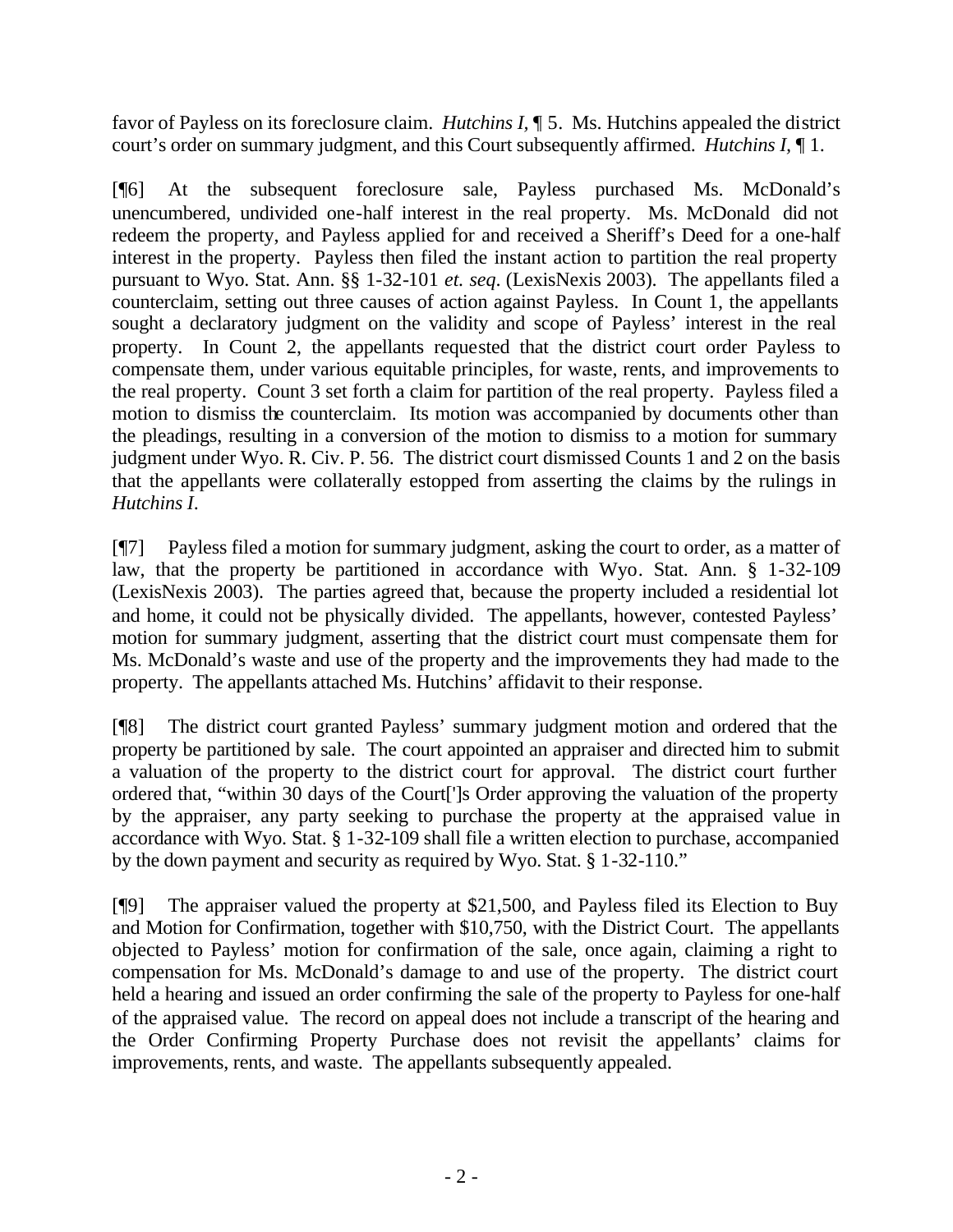favor of Payless on its foreclosure claim. *Hutchins I,* ¶ 5. Ms. Hutchins appealed the district court's order on summary judgment, and this Court subsequently affirmed. *Hutchins I,* ¶ 1.

[¶6] At the subsequent foreclosure sale, Payless purchased Ms. McDonald's unencumbered, undivided one-half interest in the real property. Ms. McDonald did not redeem the property, and Payless applied for and received a Sheriff's Deed for a one-half interest in the property. Payless then filed the instant action to partition the real property pursuant to Wyo. Stat. Ann. §§ 1-32-101 *et. seq*. (LexisNexis 2003). The appellants filed a counterclaim, setting out three causes of action against Payless. In Count 1, the appellants sought a declaratory judgment on the validity and scope of Payless' interest in the real property. In Count 2, the appellants requested that the district court order Payless to compensate them, under various equitable principles, for waste, rents, and improvements to the real property. Count 3 set forth a claim for partition of the real property. Payless filed a motion to dismiss the counterclaim. Its motion was accompanied by documents other than the pleadings, resulting in a conversion of the motion to dismiss to a motion for summary judgment under Wyo. R. Civ. P. 56. The district court dismissed Counts 1 and 2 on the basis that the appellants were collaterally estopped from asserting the claims by the rulings in *Hutchins I*.

[¶7] Payless filed a motion for summary judgment, asking the court to order, as a matter of law, that the property be partitioned in accordance with Wyo. Stat. Ann. § 1-32-109 (LexisNexis 2003). The parties agreed that, because the property included a residential lot and home, it could not be physically divided. The appellants, however, contested Payless' motion for summary judgment, asserting that the district court must compensate them for Ms. McDonald's waste and use of the property and the improvements they had made to the property. The appellants attached Ms. Hutchins' affidavit to their response.

[¶8] The district court granted Payless' summary judgment motion and ordered that the property be partitioned by sale. The court appointed an appraiser and directed him to submit a valuation of the property to the district court for approval. The district court further ordered that, "within 30 days of the Court[']s Order approving the valuation of the property by the appraiser, any party seeking to purchase the property at the appraised value in accordance with Wyo. Stat. § 1-32-109 shall file a written election to purchase, accompanied by the down payment and security as required by Wyo. Stat. § 1-32-110."

[¶9] The appraiser valued the property at $21,500, and Payless filed its Election to Buy and Motion for Confirmation, together with $10,750, with the District Court. The appellants objected to Payless' motion for confirmation of the sale, once again, claiming a right to compensation for Ms. McDonald's damage to and use of the property. The district court held a hearing and issued an order confirming the sale of the property to Payless for one-half of the appraised value. The record on appeal does not include a transcript of the hearing and the Order Confirming Property Purchase does not revisit the appellants' claims for improvements, rents, and waste. The appellants subsequently appealed.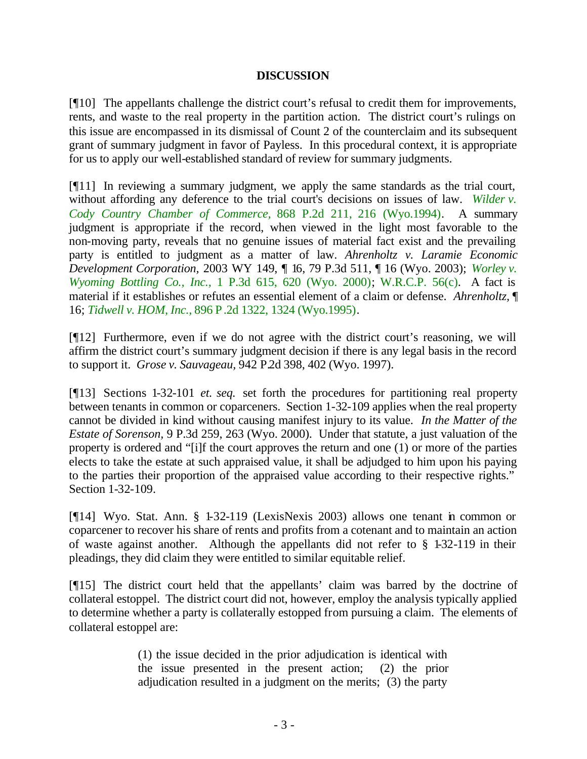## DISCUSSION

[¶10] The appellants challenge the district court's refusal to credit them for improvements, rents, and waste to the real property in the partition action. The district court's rulings on this issue are encompassed in its dismissal of Count 2 of the counterclaim and its subsequent grant of summary judgment in favor of Payless. In this procedural context, it is appropriate for us to apply our well-established standard of review for summary judgments.

[¶11] In reviewing a summary judgment, we apply the same standards as the trial court, without affording any deference to the trial court's decisions on issues of law. *Wilder v. Cody Country Chamber of Commerce*, 868 P.2d 211, 216 (Wyo.1994). A summary judgment is appropriate if the record, when viewed in the light most favorable to the non-moving party, reveals that no genuine issues of material fact exist and the prevailing party is entitled to judgment as a matter of law. *Ahrenholtz v. Laramie Economic Development Corporation*, 2003 WY 149, ¶ 16, 79 P.3d 511, ¶ 16 (Wyo. 2003); *Worley v. Wyoming Bottling Co., Inc.*, 1 P.3d 615, 620 (Wyo. 2000); W.R.C.P. 56(c). A fact is material if it establishes or refutes an essential element of a claim or defense. *Ahrenholtz,* ¶ 16; *Tidwell v. HOM, Inc.*, 896 P.2d 1322, 1324 (Wyo.1995).

[¶12] Furthermore, even if we do not agree with the district court's reasoning, we will affirm the district court's summary judgment decision if there is any legal basis in the record to support it. *Grose v. Sauvageau*, 942 P.2d 398, 402 (Wyo. 1997).

[¶13] Sections 1-32-101 *et. seq.* set forth the procedures for partitioning real property between tenants in common or coparceners. Section 1-32-109 applies when the real property cannot be divided in kind without causing manifest injury to its value. *In the Matter of the Estate of Sorenson*, 9 P.3d 259, 263 (Wyo. 2000). Under that statute, a just valuation of the property is ordered and "[i]f the court approves the return and one (1) or more of the parties elects to take the estate at such appraised value, it shall be adjudged to him upon his paying to the parties their proportion of the appraised value according to their respective rights." Section 1-32-109.

[¶14] Wyo. Stat. Ann. § 1-32-119 (LexisNexis 2003) allows one tenant in common or coparcener to recover his share of rents and profits from a cotenant and to maintain an action of waste against another. Although the appellants did not refer to § 1-32-119 in their pleadings, they did claim they were entitled to similar equitable relief.

[¶15] The district court held that the appellants' claim was barred by the doctrine of collateral estoppel. The district court did not, however, employ the analysis typically applied to determine whether a party is collaterally estopped from pursuing a claim. The elements of collateral estoppel are:

> (1) the issue decided in the prior adjudication is identical with the issue presented in the present action; (2) the prior adjudication resulted in a judgment on the merits; (3) the party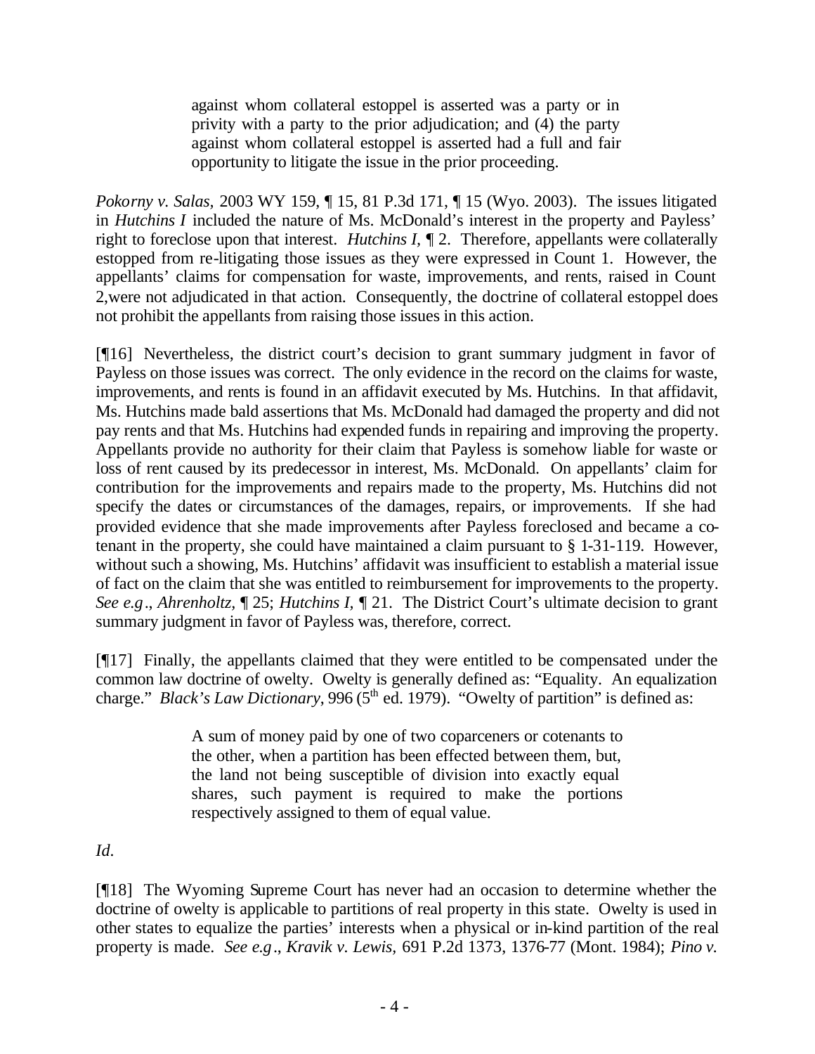> against whom collateral estoppel is asserted was a party or in privity with a party to the prior adjudication; and (4) the party against whom collateral estoppel is asserted had a full and fair opportunity to litigate the issue in the prior proceeding.

*Pokorny v. Salas,* 2003 WY 159, ¶ 15, 81 P.3d 171, ¶ 15 (Wyo. 2003). The issues litigated in *Hutchins I* included the nature of Ms. McDonald's interest in the property and Payless' right to foreclose upon that interest. *Hutchins I,* ¶ 2. Therefore, appellants were collaterally estopped from re-litigating those issues as they were expressed in Count 1. However, the appellants' claims for compensation for waste, improvements, and rents, raised in Count 2,were not adjudicated in that action. Consequently, the doctrine of collateral estoppel does not prohibit the appellants from raising those issues in this action.

[¶16] Nevertheless, the district court's decision to grant summary judgment in favor of Payless on those issues was correct. The only evidence in the record on the claims for waste, improvements, and rents is found in an affidavit executed by Ms. Hutchins. In that affidavit, Ms. Hutchins made bald assertions that Ms. McDonald had damaged the property and did not pay rents and that Ms. Hutchins had expended funds in repairing and improving the property. Appellants provide no authority for their claim that Payless is somehow liable for waste or loss of rent caused by its predecessor in interest, Ms. McDonald. On appellants' claim for contribution for the improvements and repairs made to the property, Ms. Hutchins did not specify the dates or circumstances of the damages, repairs, or improvements. If she had provided evidence that she made improvements after Payless foreclosed and became a co-tenant in the property, she could have maintained a claim pursuant to § 1-31-119. However, without such a showing, Ms. Hutchins' affidavit was insufficient to establish a material issue of fact on the claim that she was entitled to reimbursement for improvements to the property. *See e.g*., *Ahrenholtz,* ¶ 25; *Hutchins I,* ¶ 21. The District Court's ultimate decision to grant summary judgment in favor of Payless was, therefore, correct.

[¶17] Finally, the appellants claimed that they were entitled to be compensated under the common law doctrine of owelty. Owelty is generally defined as: "Equality. An equalization charge." *Black's Law Dictionary*, 996 (5th ed. 1979). "Owelty of partition" is defined as:

> A sum of money paid by one of two coparceners or cotenants to the other, when a partition has been effected between them, but, the land not being susceptible of division into exactly equal shares, such payment is required to make the portions respectively assigned to them of equal value.

*Id.*

[¶18] The Wyoming Supreme Court has never had an occasion to determine whether the doctrine of owelty is applicable to partitions of real property in this state. Owelty is used in other states to equalize the parties' interests when a physical or in-kind partition of the real property is made. *See e.g*., *Kravik v. Lewis,* 691 P.2d 1373, 1376-77 (Mont. 1984); *Pino v.*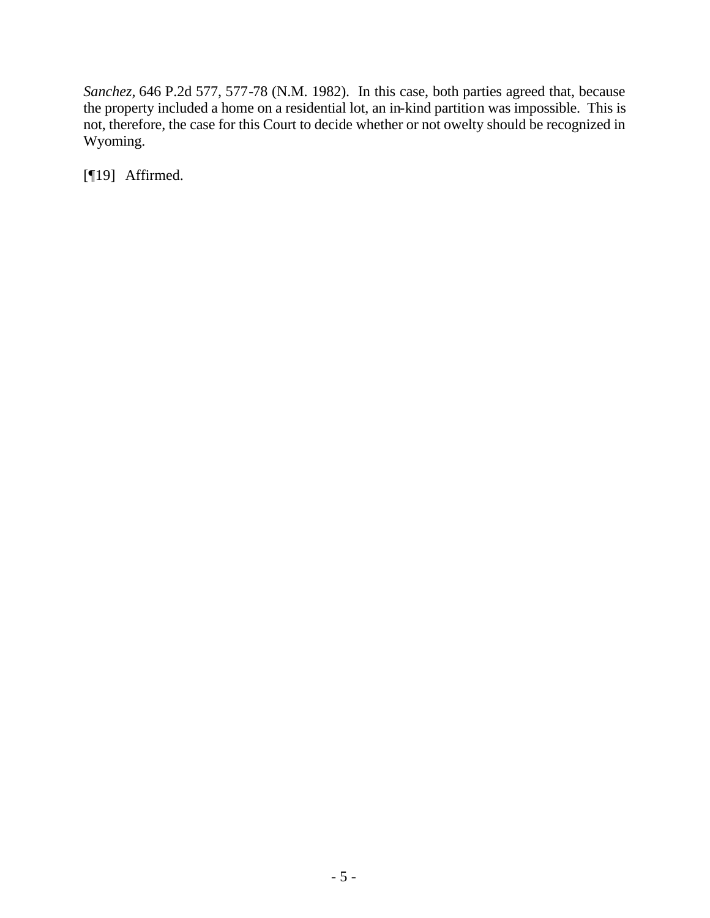*Sanchez*, 646 P.2d 577, 577-78 (N.M. 1982). In this case, both parties agreed that, because the property included a home on a residential lot, an in-kind partition was impossible. This is not, therefore, the case for this Court to decide whether or not owelty should be recognized in Wyoming.

[¶19] Affirmed.